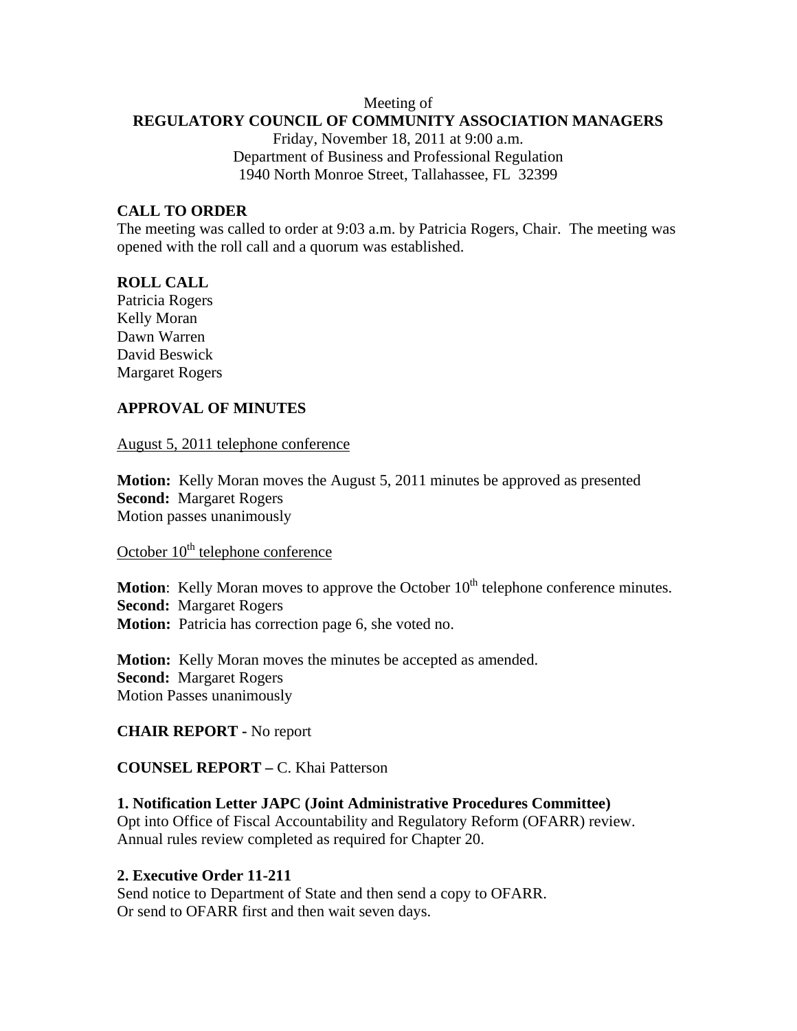Meeting of

**REGULATORY COUNCIL OF COMMUNITY ASSOCIATION MANAGERS**

Friday, November 18, 2011 at 9:00 a.m.
Department of Business and Professional Regulation
1940 North Monroe Street, Tallahassee, FL 32399

**CALL TO ORDER**

The meeting was called to order at 9:03 a.m. by Patricia Rogers, Chair. The meeting was opened with the roll call and a quorum was established.

**ROLL CALL**

Patricia Rogers
Kelly Moran
Dawn Warren
David Beswick
Margaret Rogers

**APPROVAL OF MINUTES**

August 5, 2011 telephone conference

**Motion:** Kelly Moran moves the August 5, 2011 minutes be approved as presented
**Second:** Margaret Rogers
Motion passes unanimously

October 10th telephone conference

**Motion**: Kelly Moran moves to approve the October 10th telephone conference minutes.
**Second:** Margaret Rogers
**Motion:** Patricia has correction page 6, she voted no.

**Motion:** Kelly Moran moves the minutes be accepted as amended.
**Second:** Margaret Rogers
Motion Passes unanimously

**CHAIR REPORT -** No report

**COUNSEL REPORT –** C. Khai Patterson

**1. Notification Letter JAPC (Joint Administrative Procedures Committee)**

Opt into Office of Fiscal Accountability and Regulatory Reform (OFARR) review.
Annual rules review completed as required for Chapter 20.

**2. Executive Order 11-211**

Send notice to Department of State and then send a copy to OFARR.
Or send to OFARR first and then wait seven days.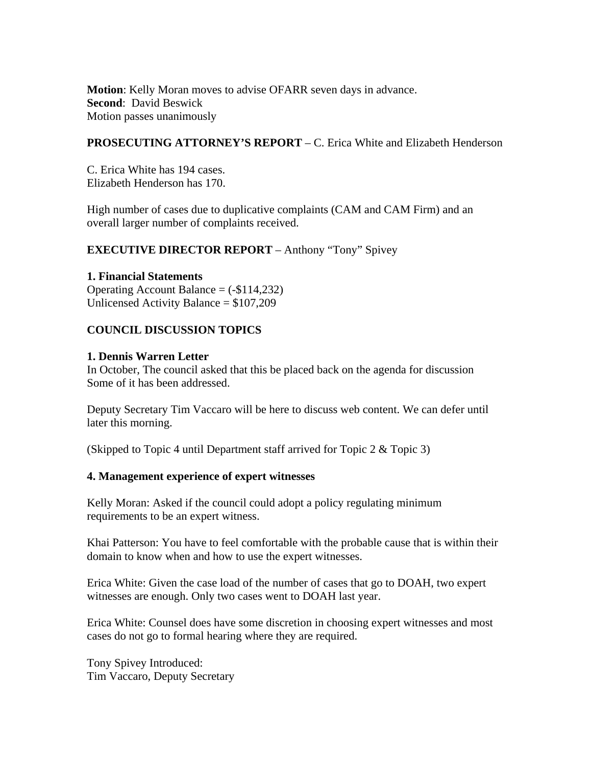**Motion**: Kelly Moran moves to advise OFARR seven days in advance.
**Second**: David Beswick
Motion passes unanimously

**PROSECUTING ATTORNEY'S REPORT** – C. Erica White and Elizabeth Henderson

C. Erica White has 194 cases.
Elizabeth Henderson has 170.

High number of cases due to duplicative complaints (CAM and CAM Firm) and an overall larger number of complaints received.

**EXECUTIVE DIRECTOR REPORT** – Anthony "Tony" Spivey

**1. Financial Statements**
Operating Account Balance = (-$114,232)
Unlicensed Activity Balance = $107,209

**COUNCIL DISCUSSION TOPICS**

**1. Dennis Warren Letter**
In October, The council asked that this be placed back on the agenda for discussion
Some of it has been addressed.

Deputy Secretary Tim Vaccaro will be here to discuss web content. We can defer until later this morning.

(Skipped to Topic 4 until Department staff arrived for Topic 2 & Topic 3)

**4. Management experience of expert witnesses**

Kelly Moran: Asked if the council could adopt a policy regulating minimum requirements to be an expert witness.

Khai Patterson: You have to feel comfortable with the probable cause that is within their domain to know when and how to use the expert witnesses.

Erica White: Given the case load of the number of cases that go to DOAH, two expert witnesses are enough. Only two cases went to DOAH last year.

Erica White: Counsel does have some discretion in choosing expert witnesses and most cases do not go to formal hearing where they are required.

Tony Spivey Introduced:
Tim Vaccaro, Deputy Secretary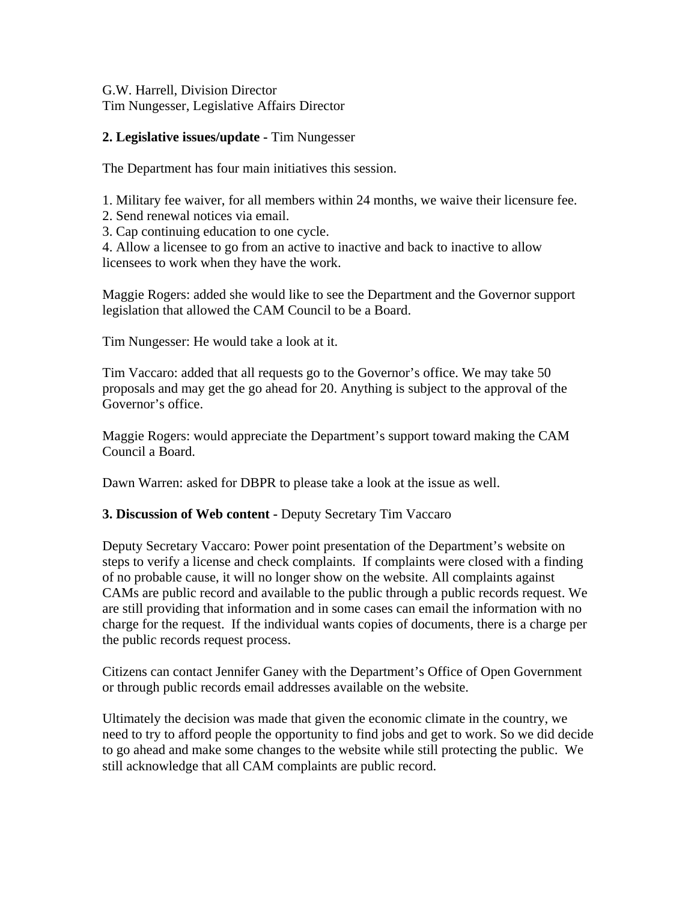G.W. Harrell, Division Director
Tim Nungesser, Legislative Affairs Director

**2. Legislative issues/update -** Tim Nungesser

The Department has four main initiatives this session.

1. Military fee waiver, for all members within 24 months, we waive their licensure fee.
2. Send renewal notices via email.
3. Cap continuing education to one cycle.
4. Allow a licensee to go from an active to inactive and back to inactive to allow licensees to work when they have the work.

Maggie Rogers: added she would like to see the Department and the Governor support legislation that allowed the CAM Council to be a Board.

Tim Nungesser: He would take a look at it.

Tim Vaccaro: added that all requests go to the Governor's office. We may take 50 proposals and may get the go ahead for 20. Anything is subject to the approval of the Governor's office.

Maggie Rogers: would appreciate the Department's support toward making the CAM Council a Board.

Dawn Warren: asked for DBPR to please take a look at the issue as well.

**3. Discussion of Web content -** Deputy Secretary Tim Vaccaro

Deputy Secretary Vaccaro: Power point presentation of the Department's website on steps to verify a license and check complaints. If complaints were closed with a finding of no probable cause, it will no longer show on the website. All complaints against CAMs are public record and available to the public through a public records request. We are still providing that information and in some cases can email the information with no charge for the request. If the individual wants copies of documents, there is a charge per the public records request process.

Citizens can contact Jennifer Ganey with the Department's Office of Open Government or through public records email addresses available on the website.

Ultimately the decision was made that given the economic climate in the country, we need to try to afford people the opportunity to find jobs and get to work. So we did decide to go ahead and make some changes to the website while still protecting the public. We still acknowledge that all CAM complaints are public record.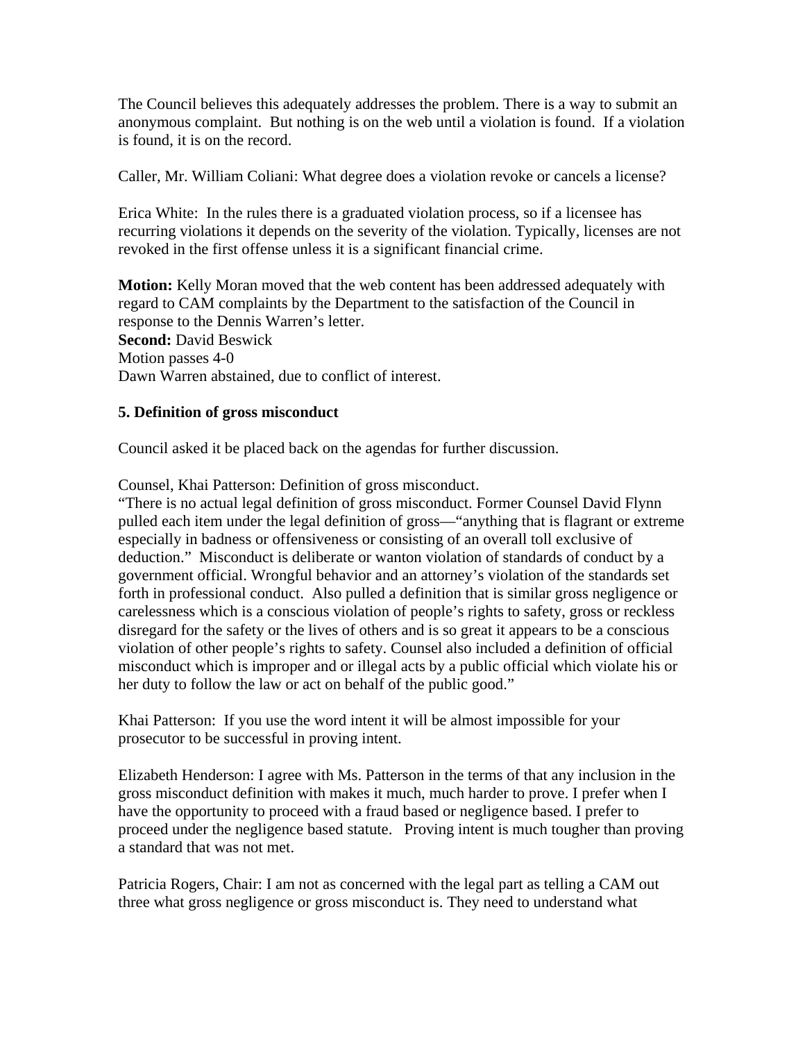The Council believes this adequately addresses the problem. There is a way to submit an anonymous complaint. But nothing is on the web until a violation is found. If a violation is found, it is on the record.

Caller, Mr. William Coliani: What degree does a violation revoke or cancels a license?

Erica White: In the rules there is a graduated violation process, so if a licensee has recurring violations it depends on the severity of the violation. Typically, licenses are not revoked in the first offense unless it is a significant financial crime.

**Motion:** Kelly Moran moved that the web content has been addressed adequately with regard to CAM complaints by the Department to the satisfaction of the Council in response to the Dennis Warren's letter.
**Second:** David Beswick
Motion passes 4-0
Dawn Warren abstained, due to conflict of interest.

**5. Definition of gross misconduct**

Council asked it be placed back on the agendas for further discussion.

Counsel, Khai Patterson: Definition of gross misconduct.
"There is no actual legal definition of gross misconduct. Former Counsel David Flynn pulled each item under the legal definition of gross—"anything that is flagrant or extreme especially in badness or offensiveness or consisting of an overall toll exclusive of deduction." Misconduct is deliberate or wanton violation of standards of conduct by a government official. Wrongful behavior and an attorney's violation of the standards set forth in professional conduct. Also pulled a definition that is similar gross negligence or carelessness which is a conscious violation of people's rights to safety, gross or reckless disregard for the safety or the lives of others and is so great it appears to be a conscious violation of other people's rights to safety. Counsel also included a definition of official misconduct which is improper and or illegal acts by a public official which violate his or her duty to follow the law or act on behalf of the public good."

Khai Patterson: If you use the word intent it will be almost impossible for your prosecutor to be successful in proving intent.

Elizabeth Henderson: I agree with Ms. Patterson in the terms of that any inclusion in the gross misconduct definition with makes it much, much harder to prove. I prefer when I have the opportunity to proceed with a fraud based or negligence based. I prefer to proceed under the negligence based statute. Proving intent is much tougher than proving a standard that was not met.

Patricia Rogers, Chair: I am not as concerned with the legal part as telling a CAM out three what gross negligence or gross misconduct is. They need to understand what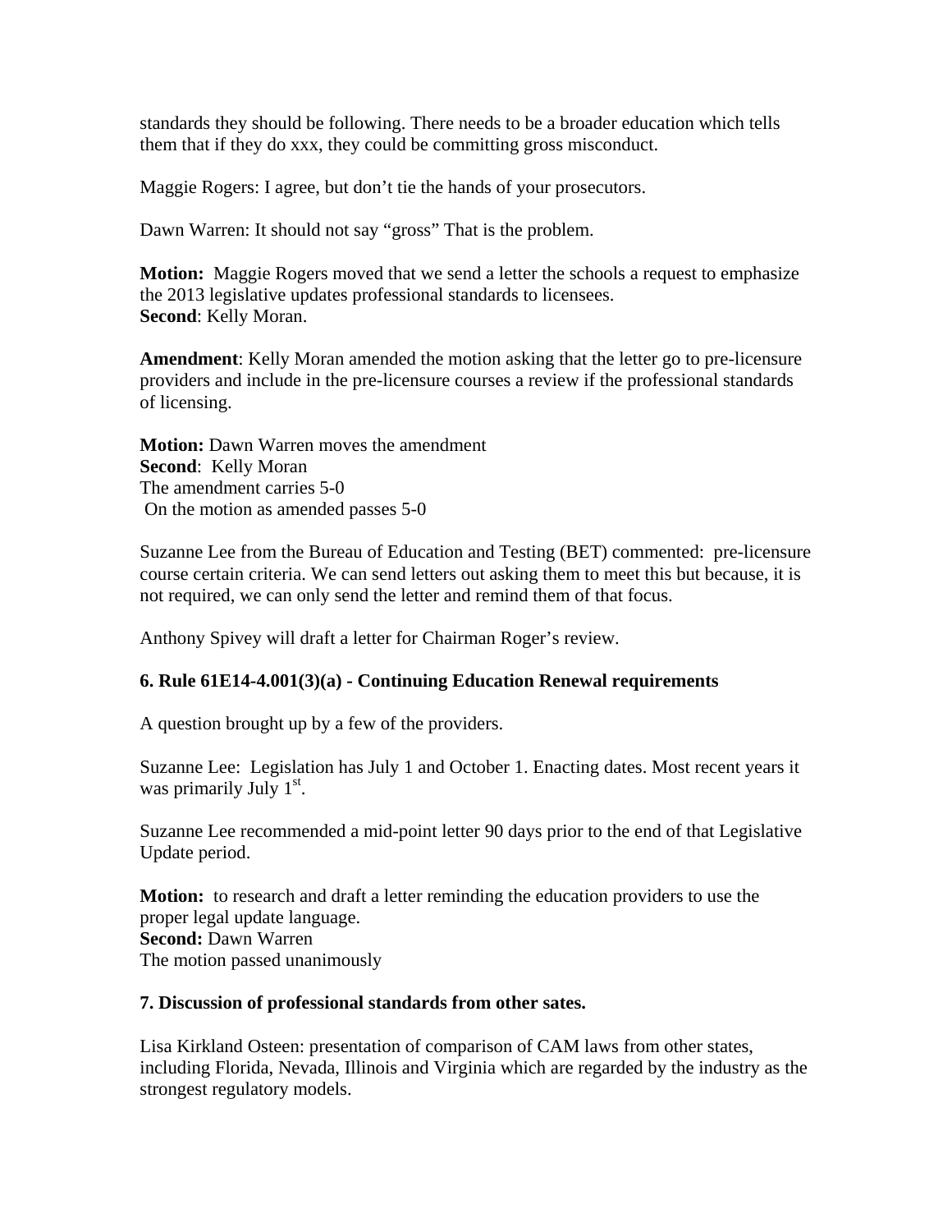standards they should be following. There needs to be a broader education which tells them that if they do xxx, they could be committing gross misconduct.

Maggie Rogers: I agree, but don't tie the hands of your prosecutors.

Dawn Warren: It should not say "gross" That is the problem.

**Motion:** Maggie Rogers moved that we send a letter the schools a request to emphasize the 2013 legislative updates professional standards to licensees.
**Second**: Kelly Moran.

**Amendment**: Kelly Moran amended the motion asking that the letter go to pre-licensure providers and include in the pre-licensure courses a review if the professional standards of licensing.

**Motion:** Dawn Warren moves the amendment
**Second**: Kelly Moran
The amendment carries 5-0
On the motion as amended passes 5-0

Suzanne Lee from the Bureau of Education and Testing (BET) commented: pre-licensure course certain criteria. We can send letters out asking them to meet this but because, it is not required, we can only send the letter and remind them of that focus.

Anthony Spivey will draft a letter for Chairman Roger's review.

**6. Rule 61E14-4.001(3)(a) - Continuing Education Renewal requirements**

A question brought up by a few of the providers.

Suzanne Lee: Legislation has July 1 and October 1. Enacting dates. Most recent years it was primarily July 1st.

Suzanne Lee recommended a mid-point letter 90 days prior to the end of that Legislative Update period.

**Motion:** to research and draft a letter reminding the education providers to use the proper legal update language.
**Second:** Dawn Warren
The motion passed unanimously

**7. Discussion of professional standards from other sates.**

Lisa Kirkland Osteen: presentation of comparison of CAM laws from other states, including Florida, Nevada, Illinois and Virginia which are regarded by the industry as the strongest regulatory models.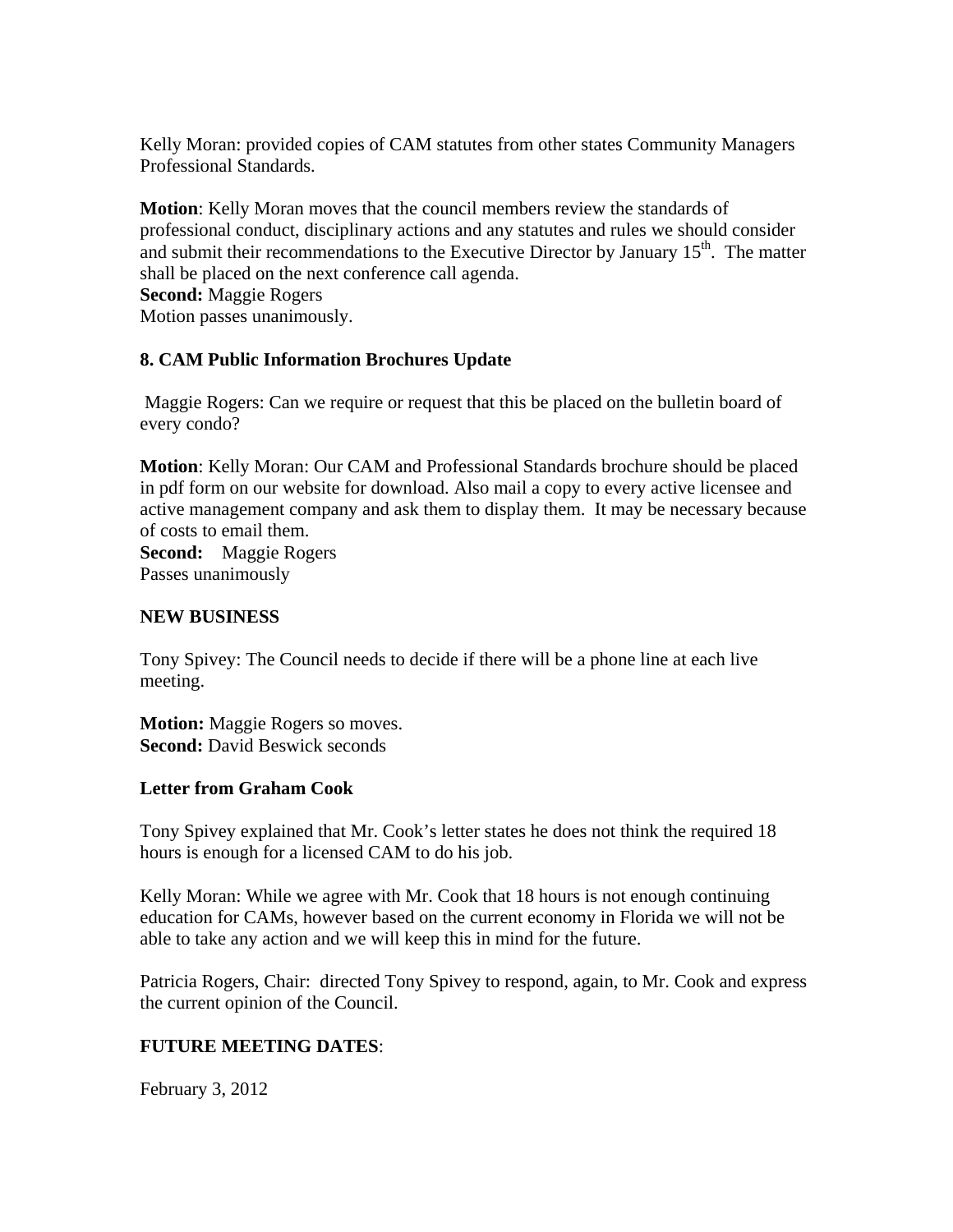Kelly Moran: provided copies of CAM statutes from other states Community Managers Professional Standards.

**Motion**: Kelly Moran moves that the council members review the standards of professional conduct, disciplinary actions and any statutes and rules we should consider and submit their recommendations to the Executive Director by January 15th. The matter shall be placed on the next conference call agenda.
**Second:** Maggie Rogers
Motion passes unanimously.

**8. CAM Public Information Brochures Update**

Maggie Rogers: Can we require or request that this be placed on the bulletin board of every condo?

**Motion**: Kelly Moran: Our CAM and Professional Standards brochure should be placed in pdf form on our website for download. Also mail a copy to every active licensee and active management company and ask them to display them. It may be necessary because of costs to email them.
**Second:** Maggie Rogers
Passes unanimously

**NEW BUSINESS**

Tony Spivey: The Council needs to decide if there will be a phone line at each live meeting.

**Motion:** Maggie Rogers so moves.
**Second:** David Beswick seconds

**Letter from Graham Cook**

Tony Spivey explained that Mr. Cook's letter states he does not think the required 18 hours is enough for a licensed CAM to do his job.

Kelly Moran: While we agree with Mr. Cook that 18 hours is not enough continuing education for CAMs, however based on the current economy in Florida we will not be able to take any action and we will keep this in mind for the future.

Patricia Rogers, Chair: directed Tony Spivey to respond, again, to Mr. Cook and express the current opinion of the Council.

**FUTURE MEETING DATES**:

February 3, 2012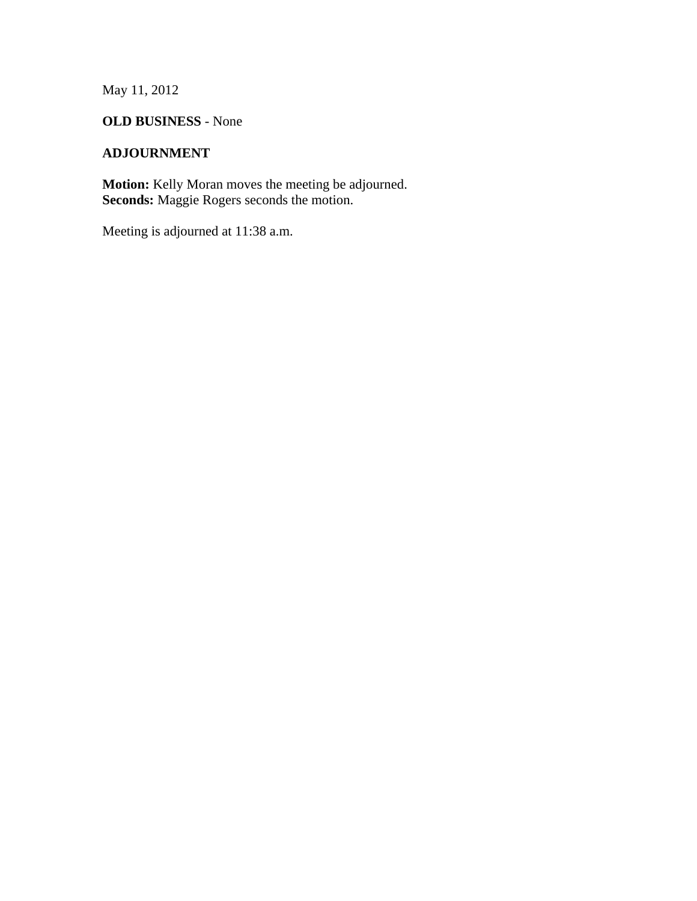May 11, 2012

**OLD BUSINESS** - None

**ADJOURNMENT**

**Motion:** Kelly Moran moves the meeting be adjourned.
**Seconds:** Maggie Rogers seconds the motion.

Meeting is adjourned at 11:38 a.m.